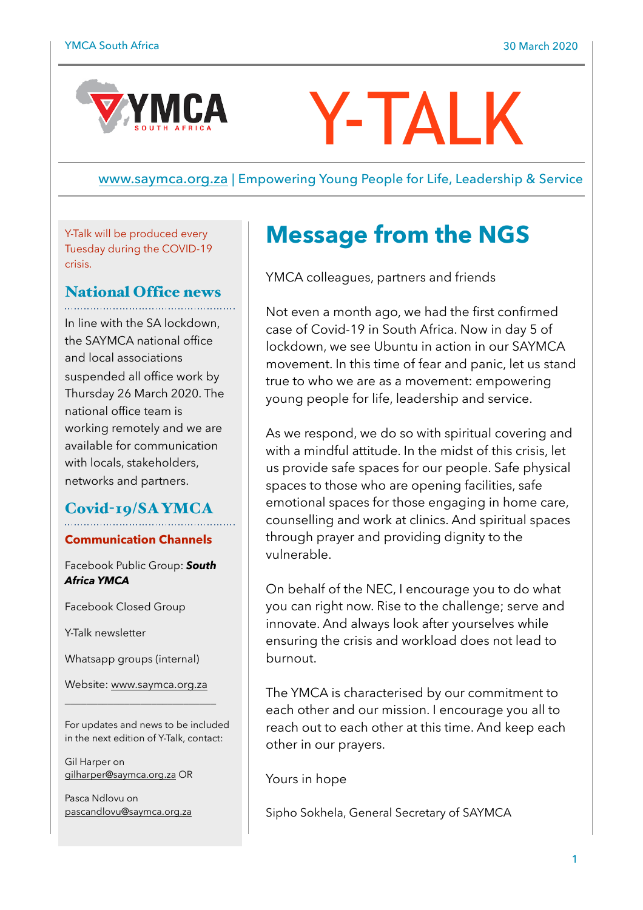# Y-TALK

www.saymca.org.za | Empowering Young People for Life, Leadership & Service

Y-Talk will be produced every Tuesday during the COVID-19 crisis.

## National Office news

In line with the SA lockdown, the SAYMCA national office and local associations suspended all office work by Thursday 26 March 2020. The national office team is working remotely and we are available for communication with locals, stakeholders, networks and partners.

## Covid-19/SA YMCA

**Communication Channels**

Facebook Public Group: ***South Africa YMCA***

Facebook Closed Group

Y-Talk newsletter

Whatsapp groups (internal)

Website: www.saymca.org.za

---

For updates and news to be included in the next edition of Y-Talk, contact:

Gil Harper on gilharper@saymca.org.za OR

Pasca Ndlovu on pascandlovu@saymca.org.za

## Message from the NGS

YMCA colleagues, partners and friends

Not even a month ago, we had the first confirmed case of Covid-19 in South Africa. Now in day 5 of lockdown, we see Ubuntu in action in our SAYMCA movement. In this time of fear and panic, let us stand true to who we are as a movement: empowering young people for life, leadership and service.

As we respond, we do so with spiritual covering and with a mindful attitude. In the midst of this crisis, let us provide safe spaces for our people. Safe physical spaces to those who are opening facilities, safe emotional spaces for those engaging in home care, counselling and work at clinics. And spiritual spaces through prayer and providing dignity to the vulnerable.

On behalf of the NEC, I encourage you to do what you can right now. Rise to the challenge; serve and innovate. And always look after yourselves while ensuring the crisis and workload does not lead to burnout.

The YMCA is characterised by our commitment to each other and our mission. I encourage you all to reach out to each other at this time. And keep each other in our prayers.

Yours in hope

Sipho Sokhela, General Secretary of SAYMCA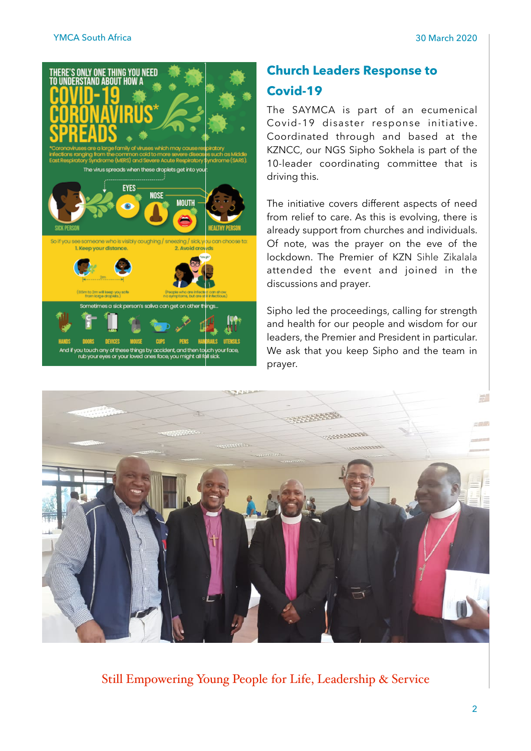## Church Leaders Response to Covid-19

The SAYMCA is part of an ecumenical Covid-19 disaster response initiative. Coordinated through and based at the KZNCC, our NGS Sipho Sokhela is part of the 10-leader coordinating committee that is driving this.

The initiative covers different aspects of need from relief to care. As this is evolving, there is already support from churches and individuals. Of note, was the prayer on the eve of the lockdown. The Premier of KZN Sihle Zikalala attended the event and joined in the discussions and prayer.

Sipho led the proceedings, calling for strength and health for our people and wisdom for our leaders, the Premier and President in particular. We ask that you keep Sipho and the team in prayer.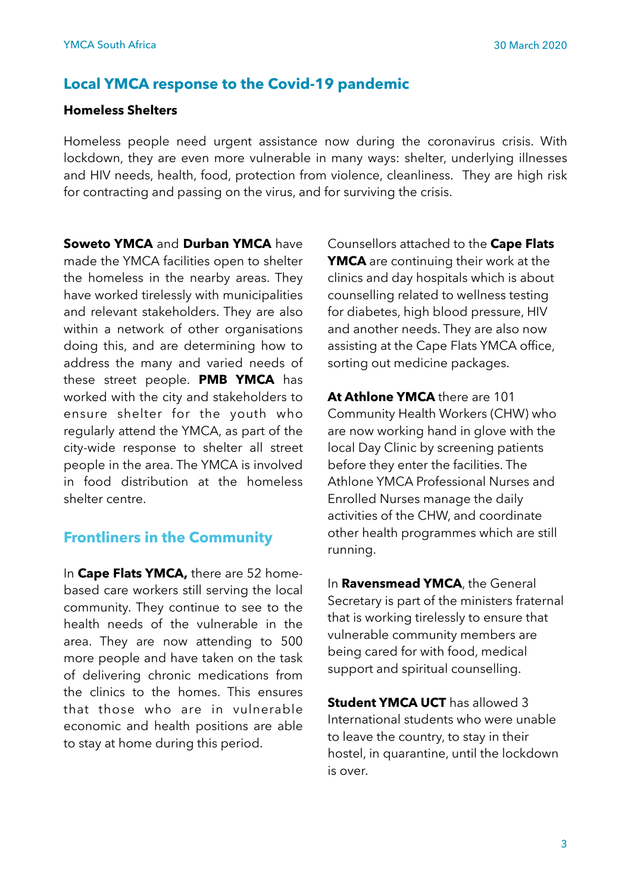## Local YMCA response to the Covid-19 pandemic

### Homeless Shelters

Homeless people need urgent assistance now during the coronavirus crisis. With lockdown, they are even more vulnerable in many ways: shelter, underlying illnesses and HIV needs, health, food, protection from violence, cleanliness. They are high risk for contracting and passing on the virus, and for surviving the crisis.

**Soweto YMCA** and **Durban YMCA** have made the YMCA facilities open to shelter the homeless in the nearby areas. They have worked tirelessly with municipalities and relevant stakeholders. They are also within a network of other organisations doing this, and are determining how to address the many and varied needs of these street people. **PMB YMCA** has worked with the city and stakeholders to ensure shelter for the youth who regularly attend the YMCA, as part of the city-wide response to shelter all street people in the area. The YMCA is involved in food distribution at the homeless shelter centre.

## Frontliners in the Community

In **Cape Flats YMCA,** there are 52 home-based care workers still serving the local community. They continue to see to the health needs of the vulnerable in the area. They are now attending to 500 more people and have taken on the task of delivering chronic medications from the clinics to the homes. This ensures that those who are in vulnerable economic and health positions are able to stay at home during this period.

Counsellors attached to the **Cape Flats YMCA** are continuing their work at the clinics and day hospitals which is about counselling related to wellness testing for diabetes, high blood pressure, HIV and another needs. They are also now assisting at the Cape Flats YMCA office, sorting out medicine packages.

**At Athlone YMCA** there are 101 Community Health Workers (CHW) who are now working hand in glove with the local Day Clinic by screening patients before they enter the facilities. The Athlone YMCA Professional Nurses and Enrolled Nurses manage the daily activities of the CHW, and coordinate other health programmes which are still running.

In **Ravensmead YMCA**, the General Secretary is part of the ministers fraternal that is working tirelessly to ensure that vulnerable community members are being cared for with food, medical support and spiritual counselling.

**Student YMCA UCT** has allowed 3 International students who were unable to leave the country, to stay in their hostel, in quarantine, until the lockdown is over.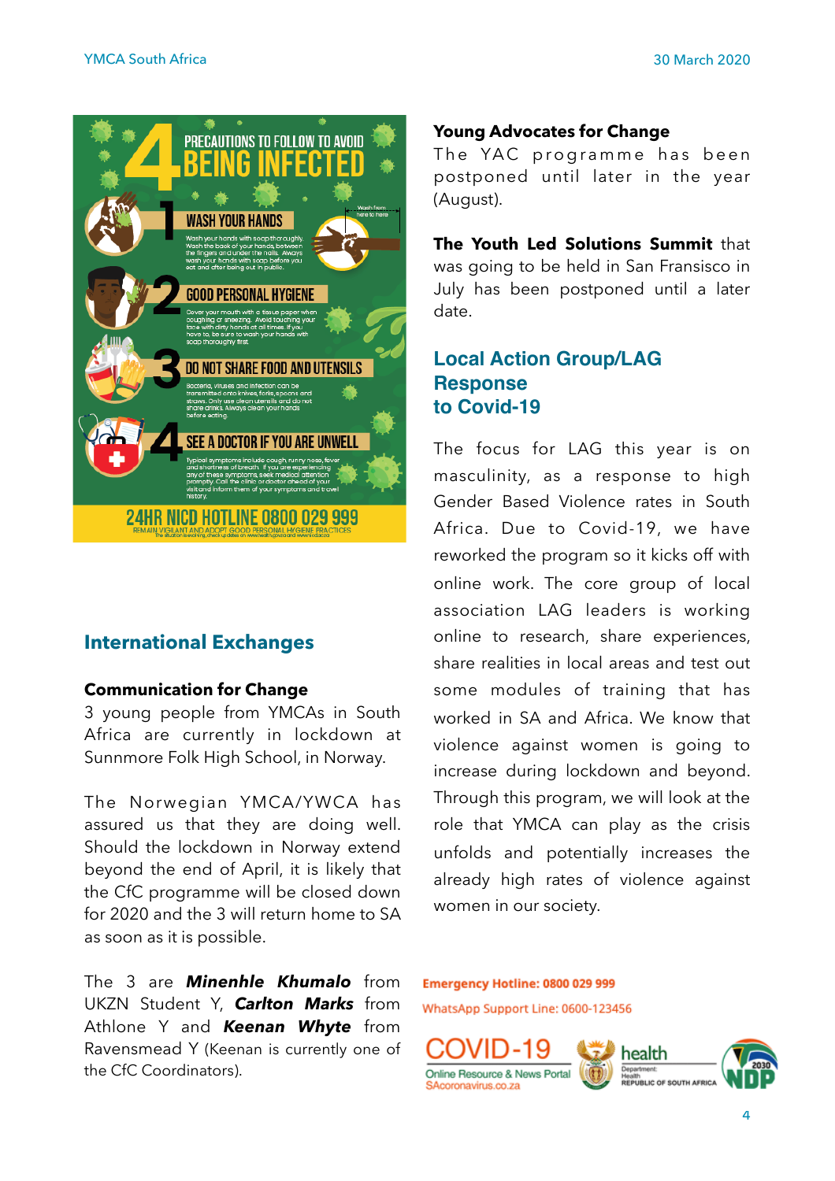# 4 PRECAUTIONS TO FOLLOW TO AVOID BEING INFECTED

**1 WASH YOUR HANDS**

Wash your hands with soap thoroughly. Wash the back of your hands, between the fingers and under the nails. Always wash your hands with soap before you eat and after being out in public.

Wash from here to here

**2 GOOD PERSONAL HYGIENE**

Cover your mouth with a tissue paper when coughing or sneezing. Avoid touching your face with dirty hands at all times. If you have to, be sure to wash your hands with soap thoroughly first.

**3 DO NOT SHARE FOOD AND UTENSILS**

Bacteria, viruses and infection can be transmitted onto knives, forks, spoons and straws. Only use clean utensils and do not share drinks. Always clean your hands before eating.

**4 SEE A DOCTOR IF YOU ARE UNWELL**

Typical symptoms include cough, runny nose, fever and shortness of breath. If you are experiencing any of these symptoms, seek medical attention promptly. Call the clinic or doctor ahead of your visit and inform them of your symptoms and travel history.

**24HR NICD HOTLINE 0800 029 999**

REMAIN VIGILANT AND ADOPT GOOD PERSONAL HYGIENE PRACTICES

The situation is evolving, check updates on www.health.gov.za and www.nicd.ac.za

## International Exchanges

**Communication for Change**

3 young people from YMCAs in South Africa are currently in lockdown at Sunnmore Folk High School, in Norway.

The Norwegian YMCA/YWCA has assured us that they are doing well. Should the lockdown in Norway extend beyond the end of April, it is likely that the CfC programme will be closed down for 2020 and the 3 will return home to SA as soon as it is possible.

The 3 are ***Minenhle Khumalo*** from UKZN Student Y, ***Carlton Marks*** from Athlone Y and ***Keenan Whyte*** from Ravensmead Y (Keenan is currently one of the CfC Coordinators).

**Young Advocates for Change**

The YAC programme has been postponed until later in the year (August).

**The Youth Led Solutions Summit** that was going to be held in San Fransisco in July has been postponed until a later date.

## Local Action Group/LAG Response to Covid-19

The focus for LAG this year is on masculinity, as a response to high Gender Based Violence rates in South Africa. Due to Covid-19, we have reworked the program so it kicks off with online work. The core group of local association LAG leaders is working online to research, share experiences, share realities in local areas and test out some modules of training that has worked in SA and Africa. We know that violence against women is going to increase during lockdown and beyond. Through this program, we will look at the role that YMCA can play as the crisis unfolds and potentially increases the already high rates of violence against women in our society.

**Emergency Hotline: 0800 029 999**

WhatsApp Support Line: 0600-123456

COVID-19 Online Resource & News Portal SAcoronavirus.co.za

health Department: Health REPUBLIC OF SOUTH AFRICA

2030 NDP